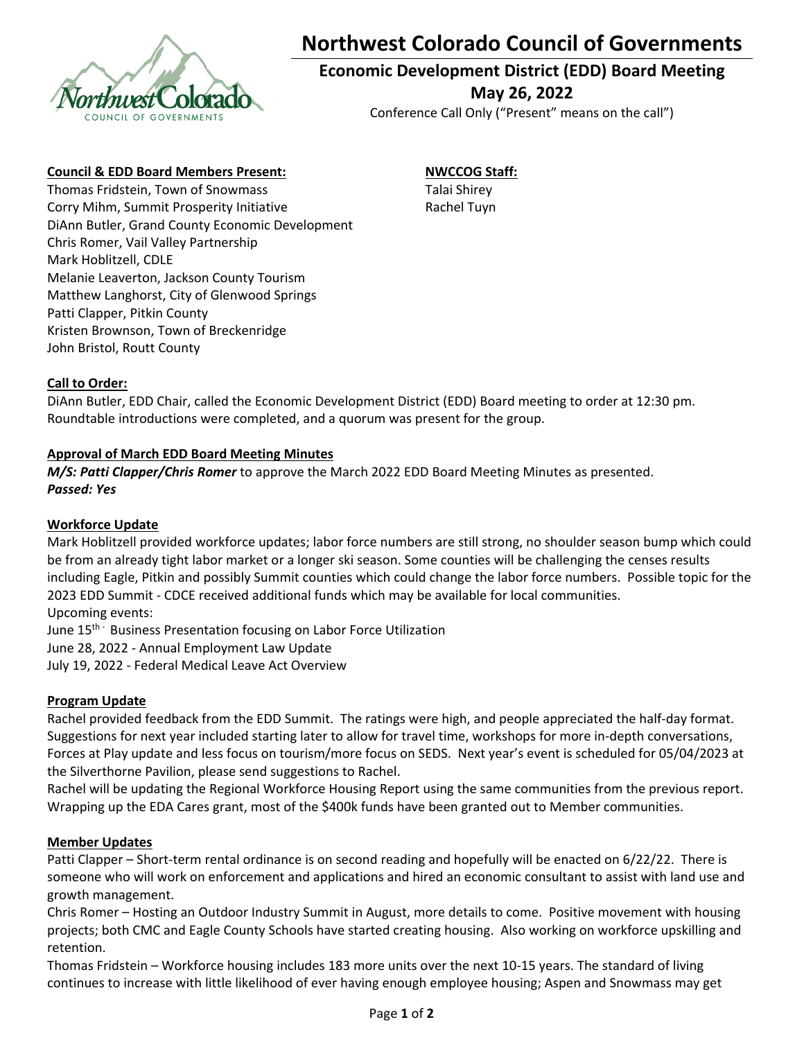# Northwest Colorado Council of Governments

## Economic Development District (EDD) Board Meeting

## May 26, 2022

Conference Call Only ("Present" means on the call")

**Council & EDD Board Members Present:**

Thomas Fridstein, Town of Snowmass
Corry Mihm, Summit Prosperity Initiative
DiAnn Butler, Grand County Economic Development
Chris Romer, Vail Valley Partnership
Mark Hoblitzell, CDLE
Melanie Leaverton, Jackson County Tourism
Matthew Langhorst, City of Glenwood Springs
Patti Clapper, Pitkin County
Kristen Brownson, Town of Breckenridge
John Bristol, Routt County

**NWCCOG Staff:**

Talai Shirey
Rachel Tuyn

**Call to Order:**

DiAnn Butler, EDD Chair, called the Economic Development District (EDD) Board meeting to order at 12:30 pm. Roundtable introductions were completed, and a quorum was present for the group.

**Approval of March EDD Board Meeting Minutes**

***M/S: Patti Clapper/Chris Romer*** to approve the March 2022 EDD Board Meeting Minutes as presented.
***Passed: Yes***

**Workforce Update**

Mark Hoblitzell provided workforce updates; labor force numbers are still strong, no shoulder season bump which could be from an already tight labor market or a longer ski season. Some counties will be challenging the censes results including Eagle, Pitkin and possibly Summit counties which could change the labor force numbers. Possible topic for the 2023 EDD Summit - CDCE received additional funds which may be available for local communities.
Upcoming events:
June 15th - Business Presentation focusing on Labor Force Utilization
June 28, 2022 - Annual Employment Law Update
July 19, 2022 - Federal Medical Leave Act Overview

**Program Update**

Rachel provided feedback from the EDD Summit. The ratings were high, and people appreciated the half-day format. Suggestions for next year included starting later to allow for travel time, workshops for more in-depth conversations, Forces at Play update and less focus on tourism/more focus on SEDS. Next year's event is scheduled for 05/04/2023 at the Silverthorne Pavilion, please send suggestions to Rachel.
Rachel will be updating the Regional Workforce Housing Report using the same communities from the previous report. Wrapping up the EDA Cares grant, most of the $400k funds have been granted out to Member communities.

**Member Updates**

Patti Clapper – Short-term rental ordinance is on second reading and hopefully will be enacted on 6/22/22. There is someone who will work on enforcement and applications and hired an economic consultant to assist with land use and growth management.
Chris Romer – Hosting an Outdoor Industry Summit in August, more details to come. Positive movement with housing projects; both CMC and Eagle County Schools have started creating housing. Also working on workforce upskilling and retention.
Thomas Fridstein – Workforce housing includes 183 more units over the next 10-15 years. The standard of living continues to increase with little likelihood of ever having enough employee housing; Aspen and Snowmass may get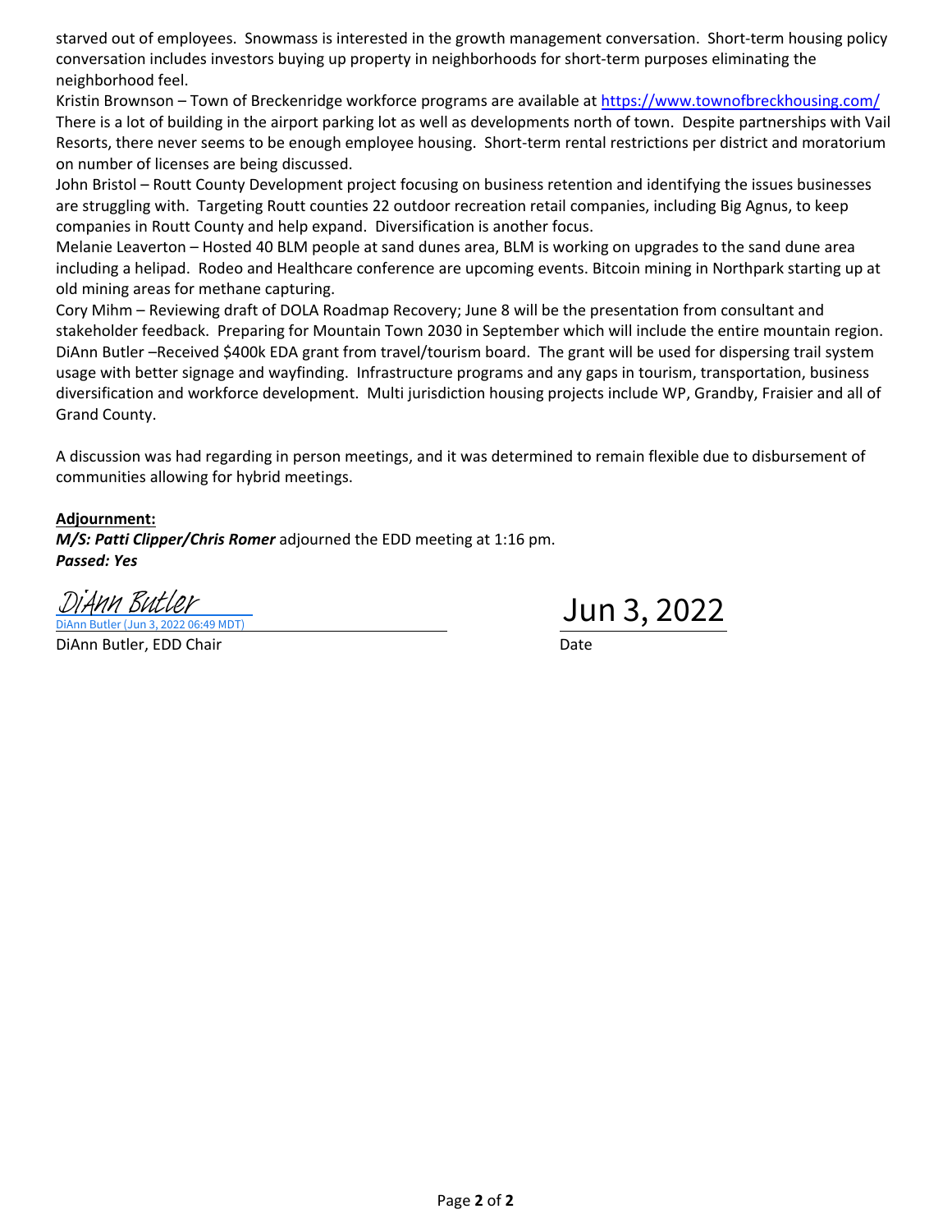starved out of employees. Snowmass is interested in the growth management conversation. Short-term housing policy conversation includes investors buying up property in neighborhoods for short-term purposes eliminating the neighborhood feel.

Kristin Brownson – Town of Breckenridge workforce programs are available at https://www.townofbreckhousing.com/ There is a lot of building in the airport parking lot as well as developments north of town. Despite partnerships with Vail Resorts, there never seems to be enough employee housing. Short-term rental restrictions per district and moratorium on number of licenses are being discussed.

John Bristol – Routt County Development project focusing on business retention and identifying the issues businesses are struggling with. Targeting Routt counties 22 outdoor recreation retail companies, including Big Agnus, to keep companies in Routt County and help expand. Diversification is another focus.

Melanie Leaverton – Hosted 40 BLM people at sand dunes area, BLM is working on upgrades to the sand dune area including a helipad. Rodeo and Healthcare conference are upcoming events. Bitcoin mining in Northpark starting up at old mining areas for methane capturing.

Cory Mihm – Reviewing draft of DOLA Roadmap Recovery; June 8 will be the presentation from consultant and stakeholder feedback. Preparing for Mountain Town 2030 in September which will include the entire mountain region.

DiAnn Butler –Received $400k EDA grant from travel/tourism board. The grant will be used for dispersing trail system usage with better signage and wayfinding. Infrastructure programs and any gaps in tourism, transportation, business diversification and workforce development. Multi jurisdiction housing projects include WP, Grandby, Fraisier and all of Grand County.

A discussion was had regarding in person meetings, and it was determined to remain flexible due to disbursement of communities allowing for hybrid meetings.

**Adjournment:**

***M/S: Patti Clipper/Chris Romer*** adjourned the EDD meeting at 1:16 pm.

***Passed: Yes***

DiAnn Butler
DiAnn Butler (Jun 3, 2022 06:49 MDT)

DiAnn Butler, EDD Chair

Jun 3, 2022

Date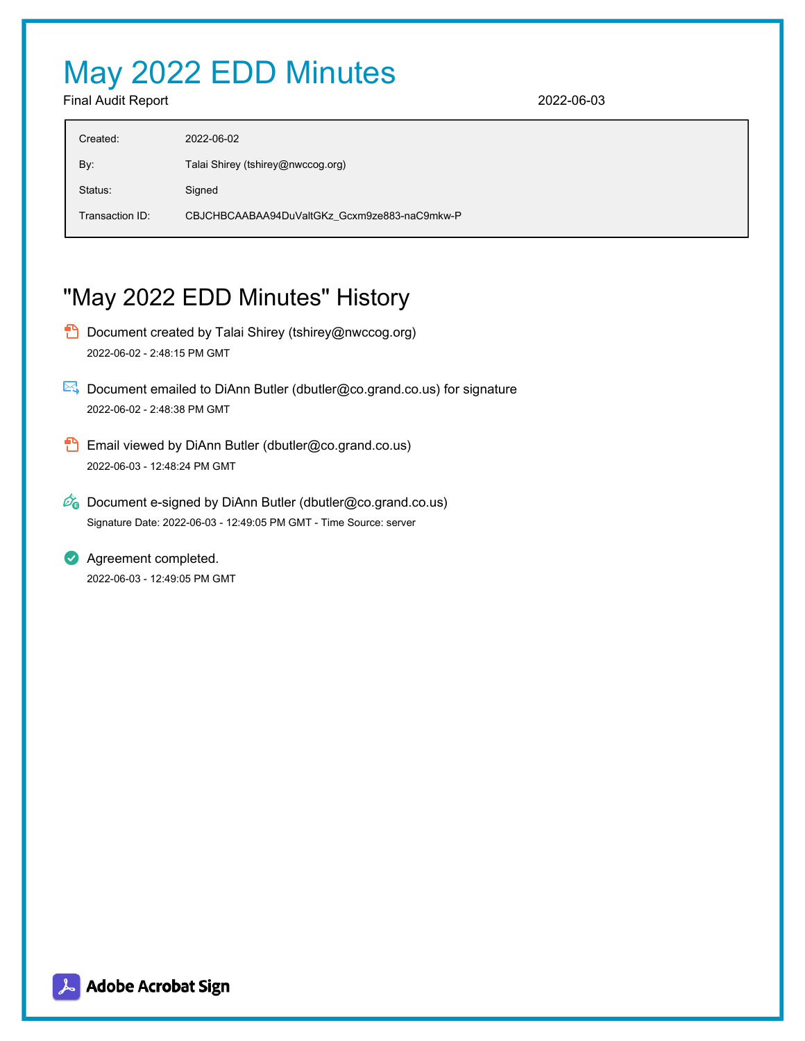# May 2022 EDD Minutes

Final Audit Report 2022-06-03

| | |
|---|---|
| Created: | 2022-06-02 |
| By: | Talai Shirey (tshirey@nwccog.org) |
| Status: | Signed |
| Transaction ID: | CBJCHBCAABAA94DuValtGKz_Gcxm9ze883-naC9mkw-P |

## "May 2022 EDD Minutes" History

- Document created by Talai Shirey (tshirey@nwccog.org)
  2022-06-02 - 2:48:15 PM GMT

- Document emailed to DiAnn Butler (dbutler@co.grand.co.us) for signature
  2022-06-02 - 2:48:38 PM GMT

- Email viewed by DiAnn Butler (dbutler@co.grand.co.us)
  2022-06-03 - 12:48:24 PM GMT

- Document e-signed by DiAnn Butler (dbutler@co.grand.co.us)
  Signature Date: 2022-06-03 - 12:49:05 PM GMT - Time Source: server

- Agreement completed.
  2022-06-03 - 12:49:05 PM GMT

Adobe Acrobat Sign